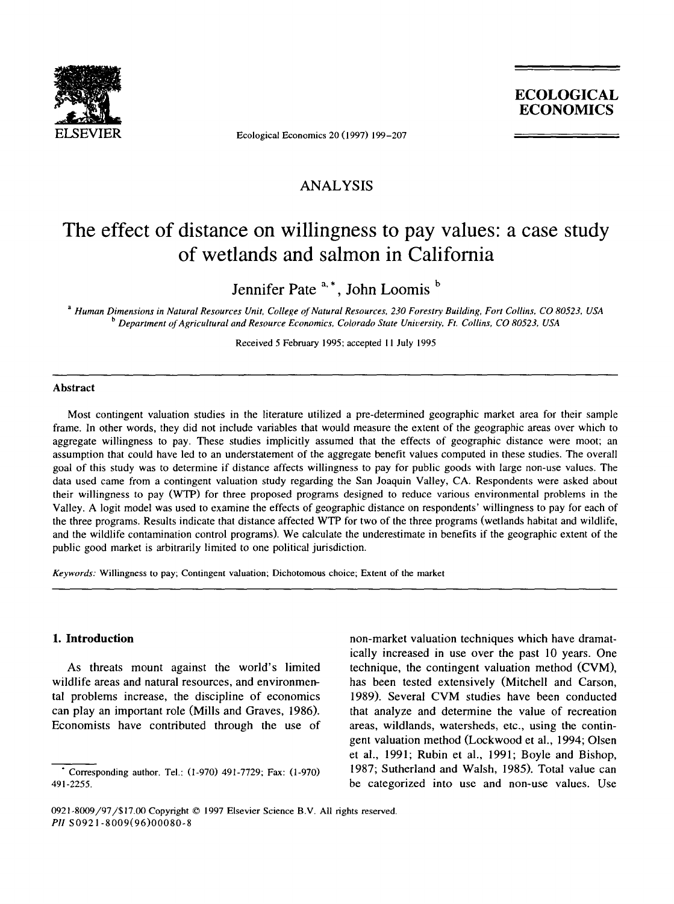ANALYSIS

# The effect of distance on willingness to pay values: a case study of wetlands and salmon in California

Jennifer Pate [a,*], John Loomis [b]

[a] Human Dimensions in Natural Resources Unit, College of Natural Resources, 230 Forestry Building, Fort Collins, CO 80523, USA
[b] Department of Agricultural and Resource Economics, Colorado State University, Ft. Collins, CO 80523, USA

Received 5 February 1995; accepted 11 July 1995

## Abstract

Most contingent valuation studies in the literature utilized a pre-determined geographic market area for their sample frame. In other words, they did not include variables that would measure the extent of the geographic areas over which to aggregate willingness to pay. These studies implicitly assumed that the effects of geographic distance were moot; an assumption that could have led to an understatement of the aggregate benefit values computed in these studies. The overall goal of this study was to determine if distance affects willingness to pay for public goods with large non-use values. The data used came from a contingent valuation study regarding the San Joaquin Valley, CA. Respondents were asked about their willingness to pay (WTP) for three proposed programs designed to reduce various environmental problems in the Valley. A logit model was used to examine the effects of geographic distance on respondents' willingness to pay for each of the three programs. Results indicate that distance affected WTP for two of the three programs (wetlands habitat and wildlife, and the wildlife contamination control programs). We calculate the underestimate in benefits if the geographic extent of the public good market is arbitrarily limited to one political jurisdiction.

*Keywords:* Willingness to pay; Contingent valuation; Dichotomous choice; Extent of the market

## 1. Introduction

As threats mount against the world's limited wildlife areas and natural resources, and environmental problems increase, the discipline of economics can play an important role (Mills and Graves, 1986). Economists have contributed through the use of non-market valuation techniques which have dramatically increased in use over the past 10 years. One technique, the contingent valuation method (CVM), has been tested extensively (Mitchell and Carson, 1989). Several CVM studies have been conducted that analyze and determine the value of recreation areas, wildlands, watersheds, etc., using the contingent valuation method (Lockwood et al., 1994; Olsen et al., 1991; Rubin et al., 1991; Boyle and Bishop, 1987; Sutherland and Walsh, 1985). Total value can be categorized into use and non-use values. Use

* Corresponding author. Tel.: (1-970) 491-7729; Fax: (1-970) 491-2255.

0921-8009/97/$17.00 Copyright © 1997 Elsevier Science B.V. All rights reserved.
PII S0921-8009(96)00080-8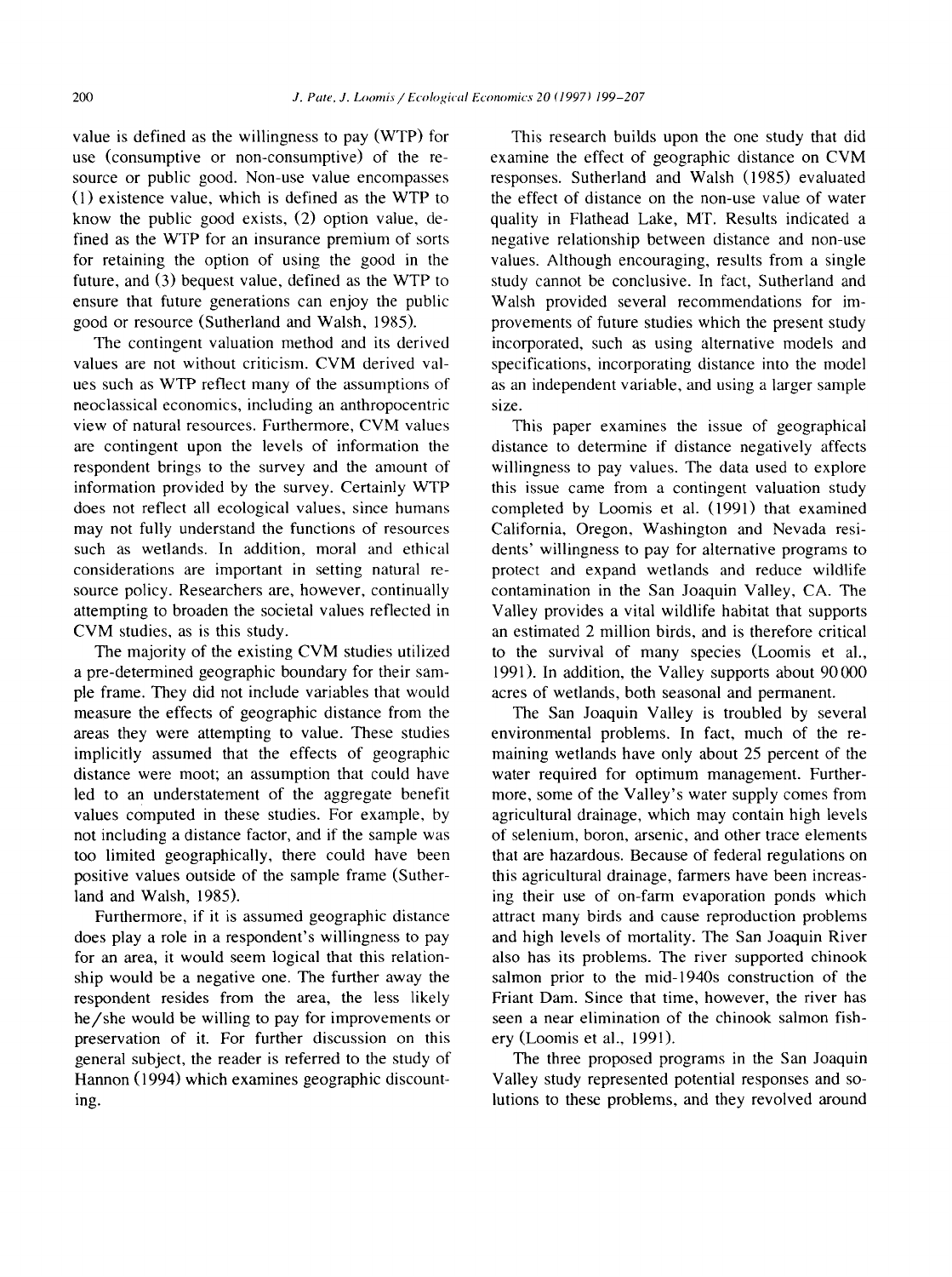value is defined as the willingness to pay (WTP) for use (consumptive or non-consumptive) of the resource or public good. Non-use value encompasses (1) existence value, which is defined as the WTP to know the public good exists, (2) option value, defined as the WTP for an insurance premium of sorts for retaining the option of using the good in the future, and (3) bequest value, defined as the WTP to ensure that future generations can enjoy the public good or resource (Sutherland and Walsh, 1985).

The contingent valuation method and its derived values are not without criticism. CVM derived values such as WTP reflect many of the assumptions of neoclassical economics, including an anthropocentric view of natural resources. Furthermore, CVM values are contingent upon the levels of information the respondent brings to the survey and the amount of information provided by the survey. Certainly WTP does not reflect all ecological values, since humans may not fully understand the functions of resources such as wetlands. In addition, moral and ethical considerations are important in setting natural resource policy. Researchers are, however, continually attempting to broaden the societal values reflected in CVM studies, as is this study.

The majority of the existing CVM studies utilized a pre-determined geographic boundary for their sample frame. They did not include variables that would measure the effects of geographic distance from the areas they were attempting to value. These studies implicitly assumed that the effects of geographic distance were moot; an assumption that could have led to an understatement of the aggregate benefit values computed in these studies. For example, by not including a distance factor, and if the sample was too limited geographically, there could have been positive values outside of the sample frame (Sutherland and Walsh, 1985).

Furthermore, if it is assumed geographic distance does play a role in a respondent's willingness to pay for an area, it would seem logical that this relationship would be a negative one. The further away the respondent resides from the area, the less likely he/she would be willing to pay for improvements or preservation of it. For further discussion on this general subject, the reader is referred to the study of Hannon (1994) which examines geographic discounting.

This research builds upon the one study that did examine the effect of geographic distance on CVM responses. Sutherland and Walsh (1985) evaluated the effect of distance on the non-use value of water quality in Flathead Lake, MT. Results indicated a negative relationship between distance and non-use values. Although encouraging, results from a single study cannot be conclusive. In fact, Sutherland and Walsh provided several recommendations for improvements of future studies which the present study incorporated, such as using alternative models and specifications, incorporating distance into the model as an independent variable, and using a larger sample size.

This paper examines the issue of geographical distance to determine if distance negatively affects willingness to pay values. The data used to explore this issue came from a contingent valuation study completed by Loomis et al. (1991) that examined California, Oregon, Washington and Nevada residents' willingness to pay for alternative programs to protect and expand wetlands and reduce wildlife contamination in the San Joaquin Valley, CA. The Valley provides a vital wildlife habitat that supports an estimated 2 million birds, and is therefore critical to the survival of many species (Loomis et al., 1991). In addition, the Valley supports about 90 000 acres of wetlands, both seasonal and permanent.

The San Joaquin Valley is troubled by several environmental problems. In fact, much of the remaining wetlands have only about 25 percent of the water required for optimum management. Furthermore, some of the Valley's water supply comes from agricultural drainage, which may contain high levels of selenium, boron, arsenic, and other trace elements that are hazardous. Because of federal regulations on this agricultural drainage, farmers have been increasing their use of on-farm evaporation ponds which attract many birds and cause reproduction problems and high levels of mortality. The San Joaquin River also has its problems. The river supported chinook salmon prior to the mid-1940s construction of the Friant Dam. Since that time, however, the river has seen a near elimination of the chinook salmon fishery (Loomis et al., 1991).

The three proposed programs in the San Joaquin Valley study represented potential responses and solutions to these problems, and they revolved around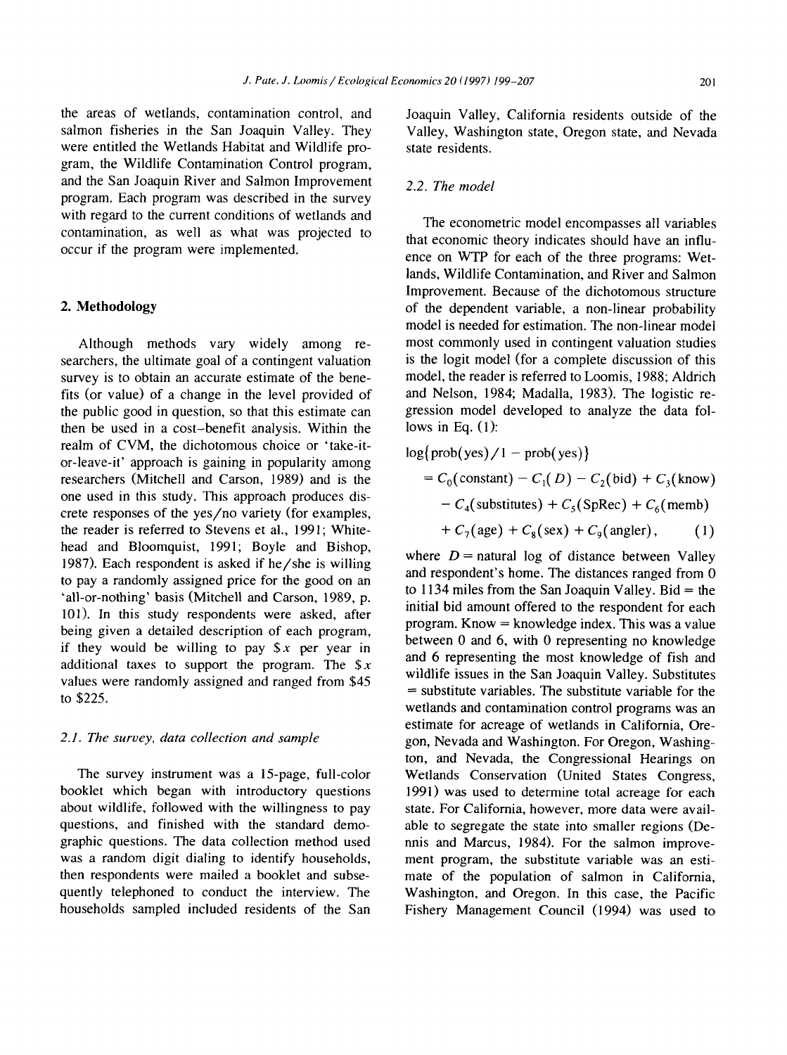the areas of wetlands, contamination control, and salmon fisheries in the San Joaquin Valley. They were entitled the Wetlands Habitat and Wildlife program, the Wildlife Contamination Control program, and the San Joaquin River and Salmon Improvement program. Each program was described in the survey with regard to the current conditions of wetlands and contamination, as well as what was projected to occur if the program were implemented.

## 2. Methodology

Although methods vary widely among researchers, the ultimate goal of a contingent valuation survey is to obtain an accurate estimate of the benefits (or value) of a change in the level provided of the public good in question, so that this estimate can then be used in a cost–benefit analysis. Within the realm of CVM, the dichotomous choice or 'take-it-or-leave-it' approach is gaining in popularity among researchers (Mitchell and Carson, 1989) and is the one used in this study. This approach produces discrete responses of the yes/no variety (for examples, the reader is referred to Stevens et al., 1991; Whitehead and Bloomquist, 1991; Boyle and Bishop, 1987). Each respondent is asked if he/she is willing to pay a randomly assigned price for the good on an 'all-or-nothing' basis (Mitchell and Carson, 1989, p. 101). In this study respondents were asked, after being given a detailed description of each program, if they would be willing to pay $x per year in additional taxes to support the program. The $x values were randomly assigned and ranged from $45 to $225.

### 2.1. The survey, data collection and sample

The survey instrument was a 15-page, full-color booklet which began with introductory questions about wildlife, followed with the willingness to pay questions, and finished with the standard demographic questions. The data collection method used was a random digit dialing to identify households, then respondents were mailed a booklet and subsequently telephoned to conduct the interview. The households sampled included residents of the San Joaquin Valley, California residents outside of the Valley, Washington state, Oregon state, and Nevada state residents.

### 2.2. The model

The econometric model encompasses all variables that economic theory indicates should have an influence on WTP for each of the three programs: Wetlands, Wildlife Contamination, and River and Salmon Improvement. Because of the dichotomous structure of the dependent variable, a non-linear probability model is needed for estimation. The non-linear model most commonly used in contingent valuation studies is the logit model (for a complete discussion of this model, the reader is referred to Loomis, 1988; Aldrich and Nelson, 1984; Madalla, 1983). The logistic regression model developed to analyze the data follows in Eq. (1):

$$\log\{\text{prob(yes)}/1 - \text{prob(yes)}\} = C_0(\text{constant}) - C_1(D) - C_2(\text{bid}) + C_3(\text{know}) - C_4(\text{substitutes}) + C_5(\text{SpRec}) + C_6(\text{memb}) + C_7(\text{age}) + C_8(\text{sex}) + C_9(\text{angler}), \quad (1)$$

where $D$ = natural log of distance between Valley and respondent's home. The distances ranged from 0 to 1134 miles from the San Joaquin Valley. Bid = the initial bid amount offered to the respondent for each program. Know = knowledge index. This was a value between 0 and 6, with 0 representing no knowledge and 6 representing the most knowledge of fish and wildlife issues in the San Joaquin Valley. Substitutes = substitute variables. The substitute variable for the wetlands and contamination control programs was an estimate for acreage of wetlands in California, Oregon, Nevada and Washington. For Oregon, Washington, and Nevada, the Congressional Hearings on Wetlands Conservation (United States Congress, 1991) was used to determine total acreage for each state. For California, however, more data were available to segregate the state into smaller regions (Dennis and Marcus, 1984). For the salmon improvement program, the substitute variable was an estimate of the population of salmon in California, Washington, and Oregon. In this case, the Pacific Fishery Management Council (1994) was used to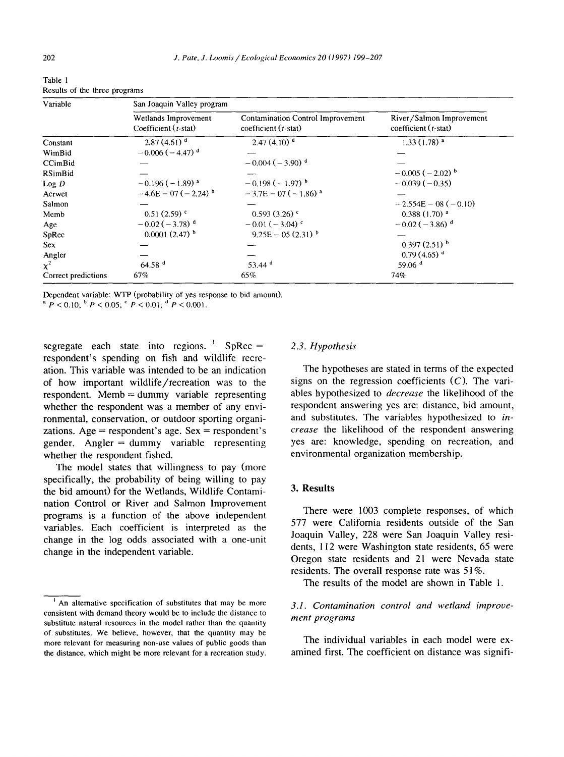Table 1
Results of the three programs

| Variable | San Joaquin Valley program | | |
|---|---|---|---|
| | Wetlands Improvement Coefficient (*t*-stat) | Contamination Control Improvement coefficient (*t*-stat) | River/Salmon Improvement coefficient (*t*-stat) |
| Constant | 2.87 (4.61) [d] | 2.47 (4.10) [d] | 1.33 (1.78) [a] |
| WimBid | −0.006 (−4.47) [d] | — | — |
| CCimBid | — | −0.004 (−3.90) [d] | — |
| RSimBid | — | — | −0.005 (−2.02) [b] |
| Log *D* | −0.196 (−1.89) [a] | −0.198 (−1.97) [b] | −0.039 (−0.35) |
| Acrwet | −4.6E−07 (−2.24) [b] | −3.7E−07 (−1.86) [a] | — |
| Salmon | — | — | −2.554E−08 (−0.10) |
| Memb | 0.51 (2.59) [c] | 0.593 (3.26) [c] | 0.388 (1.70) [a] |
| Age | −0.02 (−3.78) [d] | −0.01 (−3.04) [c] | −0.02 (−3.86) [d] |
| SpRec | 0.0001 (2.47) [b] | 9.25E−05 (2.31) [b] | — |
| Sex | — | — | 0.397 (2.51) [b] |
| Angler | — | — | 0.79 (4.65) [d] |
| $\chi^2$ | 64.58 [d] | 53.44 [d] | 59.06 [d] |
| Correct predictions | 67% | 65% | 74% |

Dependent variable: WTP (probability of yes response to bid amount).
[a] $P < 0.10$; [b] $P < 0.05$; [c] $P < 0.01$; [d] $P < 0.001$.

segregate each state into regions. [1] SpRec = respondent's spending on fish and wildlife recreation. This variable was intended to be an indication of how important wildlife/recreation was to the respondent. Memb = dummy variable representing whether the respondent was a member of any environmental, conservation, or outdoor sporting organizations. Age = respondent's age. Sex = respondent's gender. Angler = dummy variable representing whether the respondent fished.

The model states that willingness to pay (more specifically, the probability of being willing to pay the bid amount) for the Wetlands, Wildlife Contamination Control or River and Salmon Improvement programs is a function of the above independent variables. Each coefficient is interpreted as the change in the log odds associated with a one-unit change in the independent variable.

[1] An alternative specification of substitutes that may be more consistent with demand theory would be to include the distance to substitute natural resources in the model rather than the quantity of substitutes. We believe, however, that the quantity may be more relevant for measuring non-use values of public goods than the distance, which might be more relevant for a recreation study.

### 2.3. Hypothesis

The hypotheses are stated in terms of the expected signs on the regression coefficients ($C$). The variables hypothesized to *decrease* the likelihood of the respondent answering yes are: distance, bid amount, and substitutes. The variables hypothesized to *increase* the likelihood of the respondent answering yes are: knowledge, spending on recreation, and environmental organization membership.

## 3. Results

There were 1003 complete responses, of which 577 were California residents outside of the San Joaquin Valley, 228 were San Joaquin Valley residents, 112 were Washington state residents, 65 were Oregon state residents and 21 were Nevada state residents. The overall response rate was 51%.

The results of the model are shown in Table 1.

### 3.1. Contamination control and wetland improvement programs

The individual variables in each model were examined first. The coefficient on distance was signifi-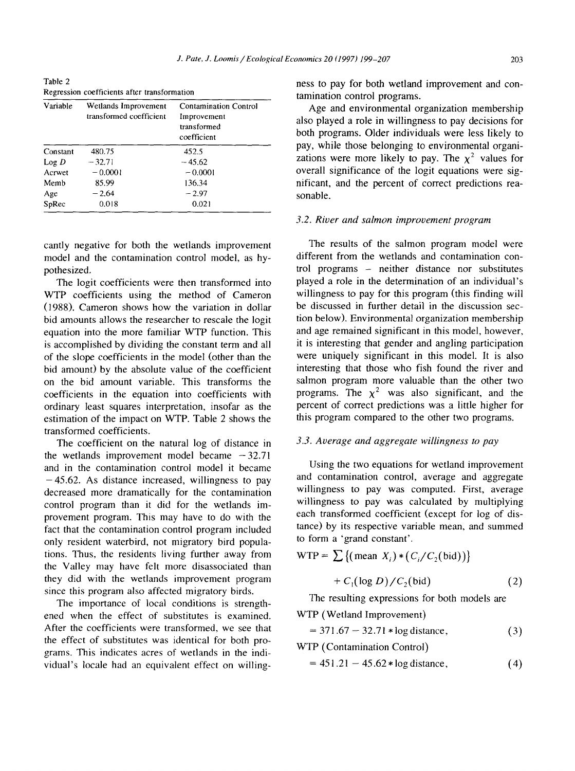Table 2
Regression coefficients after transformation

| Variable | Wetlands Improvement transformed coefficient | Contamination Control Improvement transformed coefficient |
|---|---|---|
| Constant | 480.75 | 452.5 |
| Log $D$ | −32.71 | −45.62 |
| Acrwet | −0.0001 | −0.0001 |
| Memb | 85.99 | 136.34 |
| Age | −2.64 | −2.97 |
| SpRec | 0.018 | 0.021 |

cantly negative for both the wetlands improvement model and the contamination control model, as hypothesized.

The logit coefficients were then transformed into WTP coefficients using the method of Cameron (1988). Cameron shows how the variation in dollar bid amounts allows the researcher to rescale the logit equation into the more familiar WTP function. This is accomplished by dividing the constant term and all of the slope coefficients in the model (other than the bid amount) by the absolute value of the coefficient on the bid amount variable. This transforms the coefficients in the equation into coefficients with ordinary least squares interpretation, insofar as the estimation of the impact on WTP. Table 2 shows the transformed coefficients.

The coefficient on the natural log of distance in the wetlands improvement model became −32.71 and in the contamination control model it became −45.62. As distance increased, willingness to pay decreased more dramatically for the contamination control program than it did for the wetlands improvement program. This may have to do with the fact that the contamination control program included only resident waterbird, not migratory bird populations. Thus, the residents living further away from the Valley may have felt more disassociated than they did with the wetlands improvement program since this program also affected migratory birds.

The importance of local conditions is strengthened when the effect of substitutes is examined. After the coefficients were transformed, we see that the effect of substitutes was identical for both programs. This indicates acres of wetlands in the individual's locale had an equivalent effect on willingness to pay for both wetland improvement and contamination control programs.

Age and environmental organization membership also played a role in willingness to pay decisions for both programs. Older individuals were less likely to pay, while those belonging to environmental organizations were more likely to pay. The $\chi^2$ values for overall significance of the logit equations were significant, and the percent of correct predictions reasonable.

### 3.2. River and salmon improvement program

The results of the salmon program model were different from the wetlands and contamination control programs – neither distance nor substitutes played a role in the determination of an individual's willingness to pay for this program (this finding will be discussed in further detail in the discussion section below). Environmental organization membership and age remained significant in this model, however, it is interesting that gender and angling participation were uniquely significant in this model. It is also interesting that those who fish found the river and salmon program more valuable than the other two programs. The $\chi^2$ was also significant, and the percent of correct predictions was a little higher for this program compared to the other two programs.

### 3.3. Average and aggregate willingness to pay

Using the two equations for wetland improvement and contamination control, average and aggregate willingness to pay was computed. First, average willingness to pay was calculated by multiplying each transformed coefficient (except for log of distance) by its respective variable mean, and summed to form a 'grand constant'.

$$\text{WTP} = \sum \{(\text{mean } X_i) * (C_i / C_2(\text{bid}))\} + C_1(\log D)/C_2(\text{bid}) \quad (2)$$

The resulting expressions for both models are

$$\text{WTP (Wetland Improvement)} = 371.67 - 32.71 * \log \text{distance}, \quad (3)$$

$$\text{WTP (Contamination Control)} = 451.21 - 45.62 * \log \text{distance}, \quad (4)$$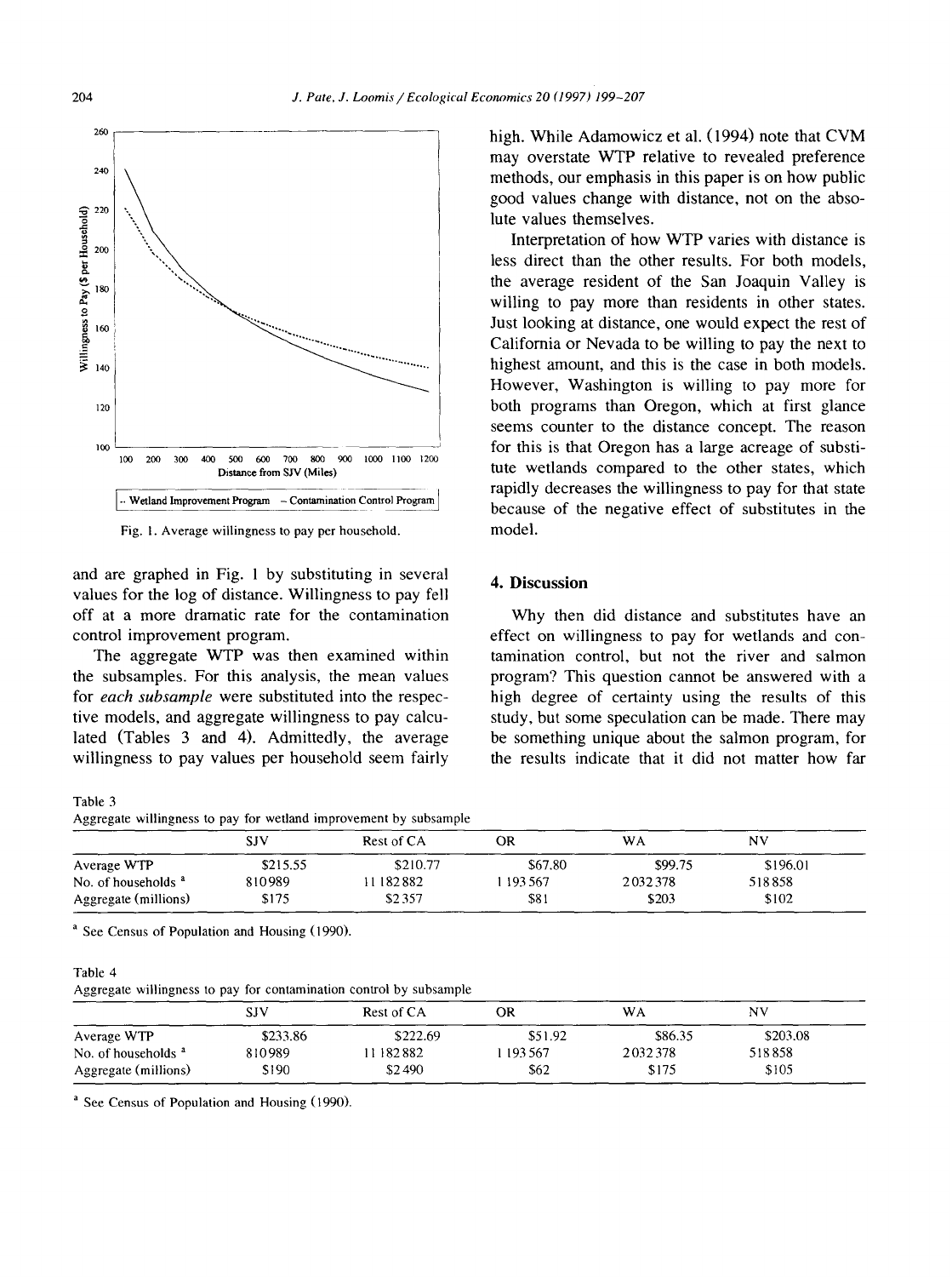Fig. 1. Average willingness to pay per household.

and are graphed in Fig. 1 by substituting in several values for the log of distance. Willingness to pay fell off at a more dramatic rate for the contamination control improvement program.

The aggregate WTP was then examined within the subsamples. For this analysis, the mean values for *each subsample* were substituted into the respective models, and aggregate willingness to pay calculated (Tables 3 and 4). Admittedly, the average willingness to pay values per household seem fairly high. While Adamowicz et al. (1994) note that CVM may overstate WTP relative to revealed preference methods, our emphasis in this paper is on how public good values change with distance, not on the absolute values themselves.

Interpretation of how WTP varies with distance is less direct than the other results. For both models, the average resident of the San Joaquin Valley is willing to pay more than residents in other states. Just looking at distance, one would expect the rest of California or Nevada to be willing to pay the next to highest amount, and this is the case in both models. However, Washington is willing to pay more for both programs than Oregon, which at first glance seems counter to the distance concept. The reason for this is that Oregon has a large acreage of substitute wetlands compared to the other states, which rapidly decreases the willingness to pay for that state because of the negative effect of substitutes in the model.

## 4. Discussion

Why then did distance and substitutes have an effect on willingness to pay for wetlands and contamination control, but not the river and salmon program? This question cannot be answered with a high degree of certainty using the results of this study, but some speculation can be made. There may be something unique about the salmon program, for the results indicate that it did not matter how far

Table 3
Aggregate willingness to pay for wetland improvement by subsample

| | SJV | Rest of CA | OR | WA | NV |
|---|---|---|---|---|---|
| Average WTP | $215.55 | $210.77 | $67.80 | $99.75 | $196.01 |
| No. of households [a] | 810989 | 11 182882 | 1 193 567 | 2032378 | 518858 |
| Aggregate (millions) | $175 | $2357 | $81 | $203 | $102 |

[a] See Census of Population and Housing (1990).

Table 4
Aggregate willingness to pay for contamination control by subsample

| | SJV | Rest of CA | OR | WA | NV |
|---|---|---|---|---|---|
| Average WTP | $233.86 | $222.69 | $51.92 | $86.35 | $203.08 |
| No. of households [a] | 810989 | 11 182882 | 1 193 567 | 2032378 | 518858 |
| Aggregate (millions) | $190 | $2490 | $62 | $175 | $105 |

[a] See Census of Population and Housing (1990).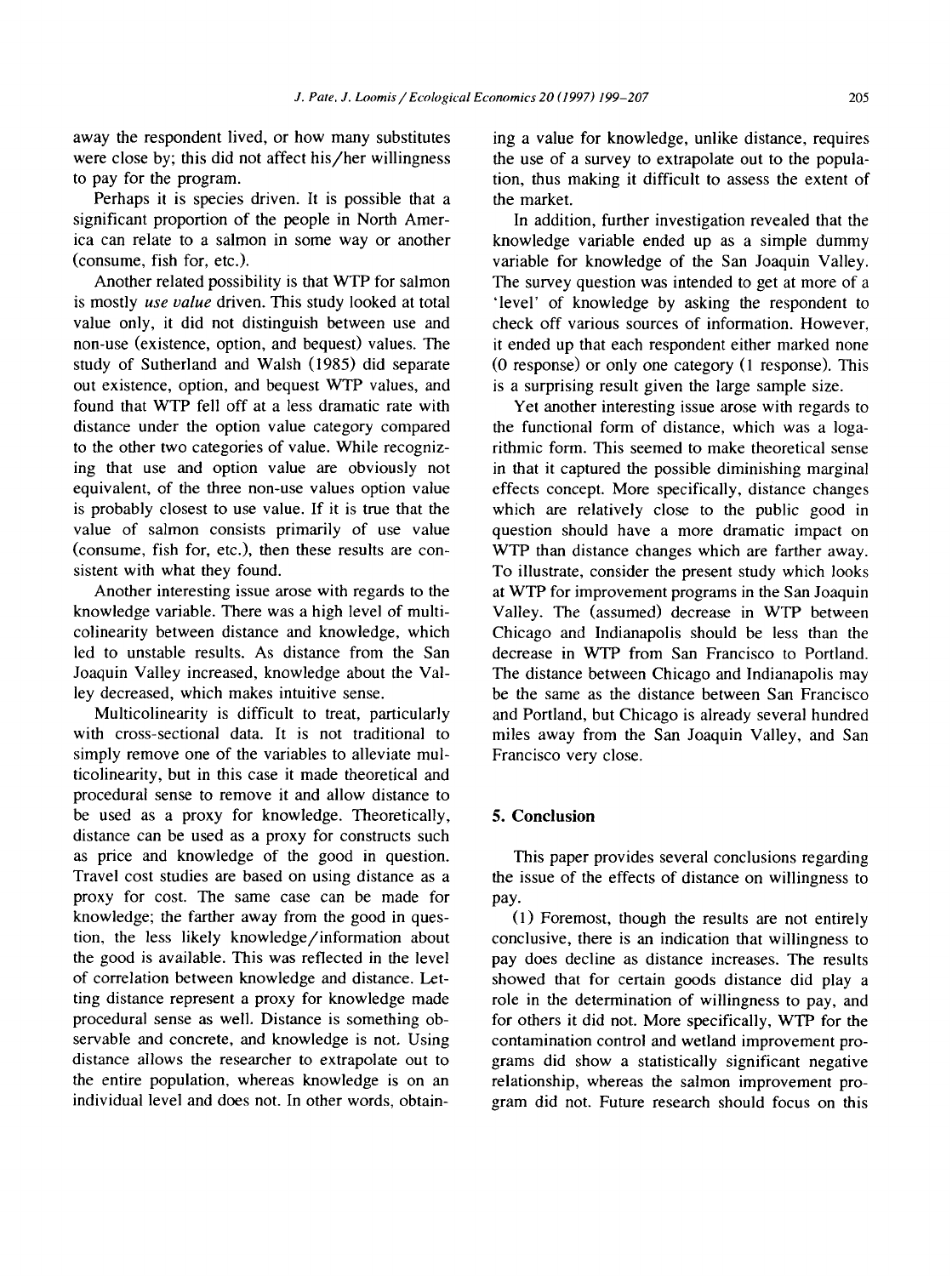away the respondent lived, or how many substitutes were close by; this did not affect his/her willingness to pay for the program.

Perhaps it is species driven. It is possible that a significant proportion of the people in North America can relate to a salmon in some way or another (consume, fish for, etc.).

Another related possibility is that WTP for salmon is mostly *use value* driven. This study looked at total value only, it did not distinguish between use and non-use (existence, option, and bequest) values. The study of Sutherland and Walsh (1985) did separate out existence, option, and bequest WTP values, and found that WTP fell off at a less dramatic rate with distance under the option value category compared to the other two categories of value. While recognizing that use and option value are obviously not equivalent, of the three non-use values option value is probably closest to use value. If it is true that the value of salmon consists primarily of use value (consume, fish for, etc.), then these results are consistent with what they found.

Another interesting issue arose with regards to the knowledge variable. There was a high level of multicolinearity between distance and knowledge, which led to unstable results. As distance from the San Joaquin Valley increased, knowledge about the Valley decreased, which makes intuitive sense.

Multicolinearity is difficult to treat, particularly with cross-sectional data. It is not traditional to simply remove one of the variables to alleviate multicolinearity, but in this case it made theoretical and procedural sense to remove it and allow distance to be used as a proxy for knowledge. Theoretically, distance can be used as a proxy for constructs such as price and knowledge of the good in question. Travel cost studies are based on using distance as a proxy for cost. The same case can be made for knowledge; the farther away from the good in question, the less likely knowledge/information about the good is available. This was reflected in the level of correlation between knowledge and distance. Letting distance represent a proxy for knowledge made procedural sense as well. Distance is something observable and concrete, and knowledge is not. Using distance allows the researcher to extrapolate out to the entire population, whereas knowledge is on an individual level and does not. In other words, obtaining a value for knowledge, unlike distance, requires the use of a survey to extrapolate out to the population, thus making it difficult to assess the extent of the market.

In addition, further investigation revealed that the knowledge variable ended up as a simple dummy variable for knowledge of the San Joaquin Valley. The survey question was intended to get at more of a 'level' of knowledge by asking the respondent to check off various sources of information. However, it ended up that each respondent either marked none (0 response) or only one category (1 response). This is a surprising result given the large sample size.

Yet another interesting issue arose with regards to the functional form of distance, which was a logarithmic form. This seemed to make theoretical sense in that it captured the possible diminishing marginal effects concept. More specifically, distance changes which are relatively close to the public good in question should have a more dramatic impact on WTP than distance changes which are farther away. To illustrate, consider the present study which looks at WTP for improvement programs in the San Joaquin Valley. The (assumed) decrease in WTP between Chicago and Indianapolis should be less than the decrease in WTP from San Francisco to Portland. The distance between Chicago and Indianapolis may be the same as the distance between San Francisco and Portland, but Chicago is already several hundred miles away from the San Joaquin Valley, and San Francisco very close.

## 5. Conclusion

This paper provides several conclusions regarding the issue of the effects of distance on willingness to pay.

(1) Foremost, though the results are not entirely conclusive, there is an indication that willingness to pay does decline as distance increases. The results showed that for certain goods distance did play a role in the determination of willingness to pay, and for others it did not. More specifically, WTP for the contamination control and wetland improvement programs did show a statistically significant negative relationship, whereas the salmon improvement program did not. Future research should focus on this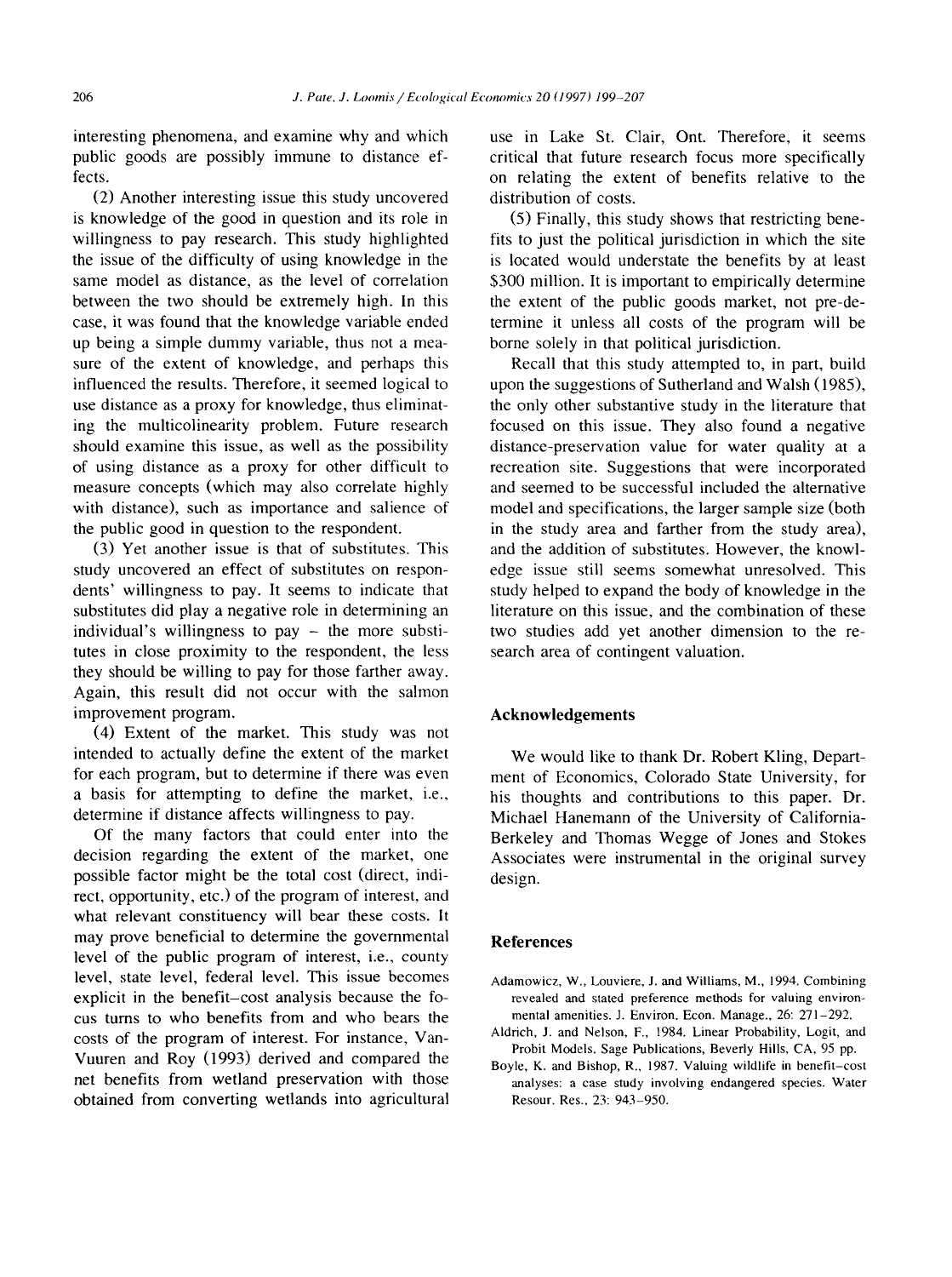interesting phenomena, and examine why and which public goods are possibly immune to distance effects.

(2) Another interesting issue this study uncovered is knowledge of the good in question and its role in willingness to pay research. This study highlighted the issue of the difficulty of using knowledge in the same model as distance, as the level of correlation between the two should be extremely high. In this case, it was found that the knowledge variable ended up being a simple dummy variable, thus not a measure of the extent of knowledge, and perhaps this influenced the results. Therefore, it seemed logical to use distance as a proxy for knowledge, thus eliminating the multicolinearity problem. Future research should examine this issue, as well as the possibility of using distance as a proxy for other difficult to measure concepts (which may also correlate highly with distance), such as importance and salience of the public good in question to the respondent.

(3) Yet another issue is that of substitutes. This study uncovered an effect of substitutes on respondents' willingness to pay. It seems to indicate that substitutes did play a negative role in determining an individual's willingness to pay – the more substitutes in close proximity to the respondent, the less they should be willing to pay for those farther away. Again, this result did not occur with the salmon improvement program.

(4) Extent of the market. This study was not intended to actually define the extent of the market for each program, but to determine if there was even a basis for attempting to define the market, i.e., determine if distance affects willingness to pay.

Of the many factors that could enter into the decision regarding the extent of the market, one possible factor might be the total cost (direct, indirect, opportunity, etc.) of the program of interest, and what relevant constituency will bear these costs. It may prove beneficial to determine the governmental level of the public program of interest, i.e., county level, state level, federal level. This issue becomes explicit in the benefit–cost analysis because the focus turns to who benefits from and who bears the costs of the program of interest. For instance, Van-Vuuren and Roy (1993) derived and compared the net benefits from wetland preservation with those obtained from converting wetlands into agricultural use in Lake St. Clair, Ont. Therefore, it seems critical that future research focus more specifically on relating the extent of benefits relative to the distribution of costs.

(5) Finally, this study shows that restricting benefits to just the political jurisdiction in which the site is located would understate the benefits by at least \$300 million. It is important to empirically determine the extent of the public goods market, not pre-determine it unless all costs of the program will be borne solely in that political jurisdiction.

Recall that this study attempted to, in part, build upon the suggestions of Sutherland and Walsh (1985), the only other substantive study in the literature that focused on this issue. They also found a negative distance-preservation value for water quality at a recreation site. Suggestions that were incorporated and seemed to be successful included the alternative model and specifications, the larger sample size (both in the study area and farther from the study area), and the addition of substitutes. However, the knowledge issue still seems somewhat unresolved. This study helped to expand the body of knowledge in the literature on this issue, and the combination of these two studies add yet another dimension to the research area of contingent valuation.

## Acknowledgements

We would like to thank Dr. Robert Kling, Department of Economics, Colorado State University, for his thoughts and contributions to this paper. Dr. Michael Hanemann of the University of California-Berkeley and Thomas Wegge of Jones and Stokes Associates were instrumental in the original survey design.

## References

Adamowicz, W., Louviere, J. and Williams, M., 1994. Combining revealed and stated preference methods for valuing environmental amenities. J. Environ. Econ. Manage., 26: 271–292.

Aldrich, J. and Nelson, F., 1984. Linear Probability, Logit, and Probit Models. Sage Publications, Beverly Hills, CA, 95 pp.

Boyle, K. and Bishop, R., 1987. Valuing wildlife in benefit–cost analyses: a case study involving endangered species. Water Resour. Res., 23: 943–950.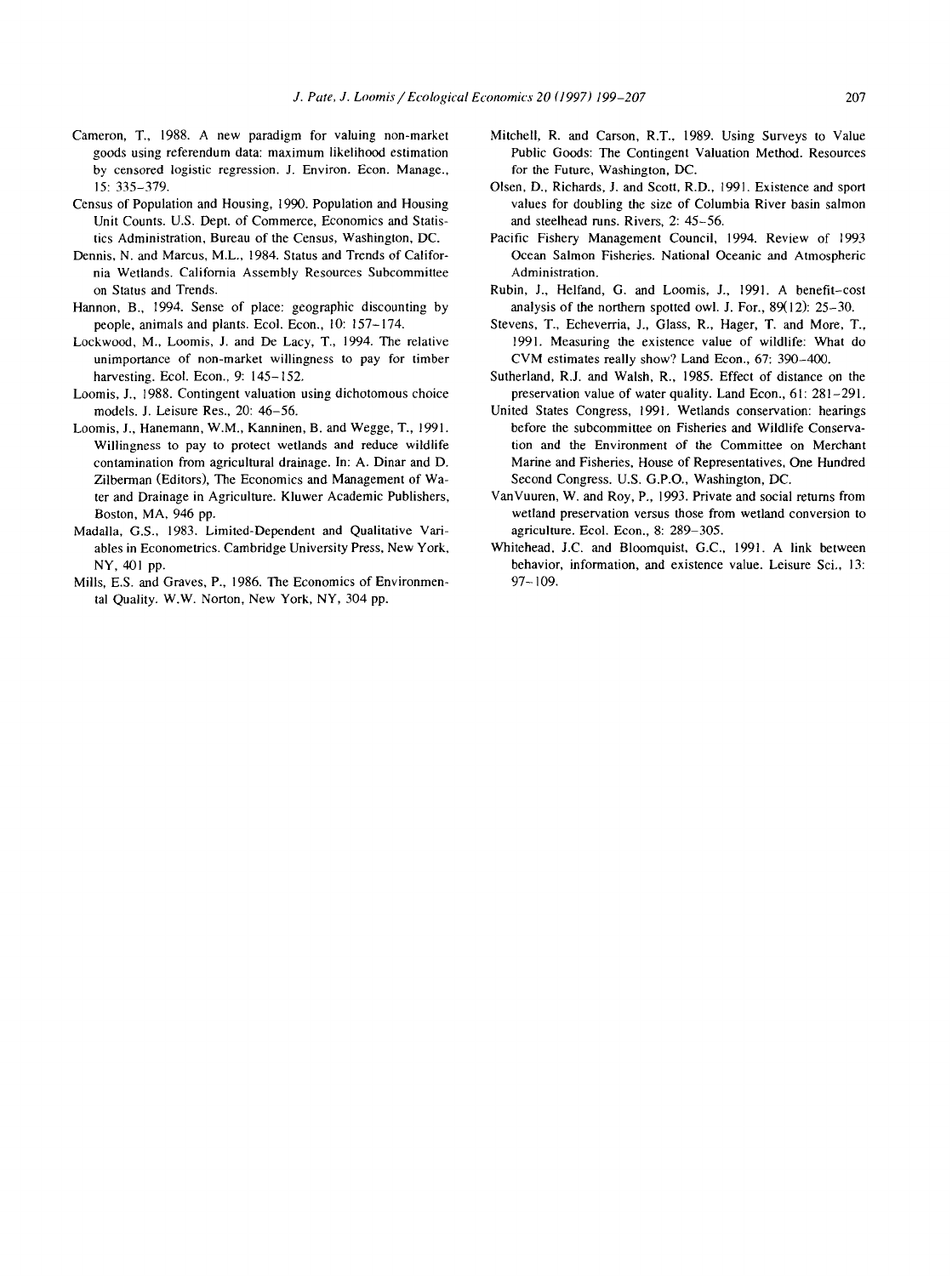Cameron, T., 1988. A new paradigm for valuing non-market goods using referendum data: maximum likelihood estimation by censored logistic regression. J. Environ. Econ. Manage., 15: 335–379.

Census of Population and Housing, 1990. Population and Housing Unit Counts. U.S. Dept. of Commerce, Economics and Statistics Administration, Bureau of the Census, Washington, DC.

Dennis, N. and Marcus, M.L., 1984. Status and Trends of California Wetlands. California Assembly Resources Subcommittee on Status and Trends.

Hannon, B., 1994. Sense of place: geographic discounting by people, animals and plants. Ecol. Econ., 10: 157–174.

Lockwood, M., Loomis, J. and De Lacy, T., 1994. The relative unimportance of non-market willingness to pay for timber harvesting. Ecol. Econ., 9: 145–152.

Loomis, J., 1988. Contingent valuation using dichotomous choice models. J. Leisure Res., 20: 46–56.

Loomis, J., Hanemann, W.M., Kanninen, B. and Wegge, T., 1991. Willingness to pay to protect wetlands and reduce wildlife contamination from agricultural drainage. In: A. Dinar and D. Zilberman (Editors), The Economics and Management of Water and Drainage in Agriculture. Kluwer Academic Publishers, Boston, MA, 946 pp.

Madalla, G.S., 1983. Limited-Dependent and Qualitative Variables in Econometrics. Cambridge University Press, New York, NY, 401 pp.

Mills, E.S. and Graves, P., 1986. The Economics of Environmental Quality. W.W. Norton, New York, NY, 304 pp.

Mitchell, R. and Carson, R.T., 1989. Using Surveys to Value Public Goods: The Contingent Valuation Method. Resources for the Future, Washington, DC.

Olsen, D., Richards, J. and Scott, R.D., 1991. Existence and sport values for doubling the size of Columbia River basin salmon and steelhead runs. Rivers, 2: 45–56.

Pacific Fishery Management Council, 1994. Review of 1993 Ocean Salmon Fisheries. National Oceanic and Atmospheric Administration.

Rubin, J., Helfand, G. and Loomis, J., 1991. A benefit-cost analysis of the northern spotted owl. J. For., 89(12): 25–30.

Stevens, T., Echeverria, J., Glass, R., Hager, T. and More, T., 1991. Measuring the existence value of wildlife: What do CVM estimates really show? Land Econ., 67: 390–400.

Sutherland, R.J. and Walsh, R., 1985. Effect of distance on the preservation value of water quality. Land Econ., 61: 281–291.

United States Congress, 1991. Wetlands conservation: hearings before the subcommittee on Fisheries and Wildlife Conservation and the Environment of the Committee on Merchant Marine and Fisheries, House of Representatives, One Hundred Second Congress. U.S. G.P.O., Washington, DC.

VanVuuren, W. and Roy, P., 1993. Private and social returns from wetland preservation versus those from wetland conversion to agriculture. Ecol. Econ., 8: 289–305.

Whitehead, J.C. and Bloomquist, G.C., 1991. A link between behavior, information, and existence value. Leisure Sci., 13: 97–109.